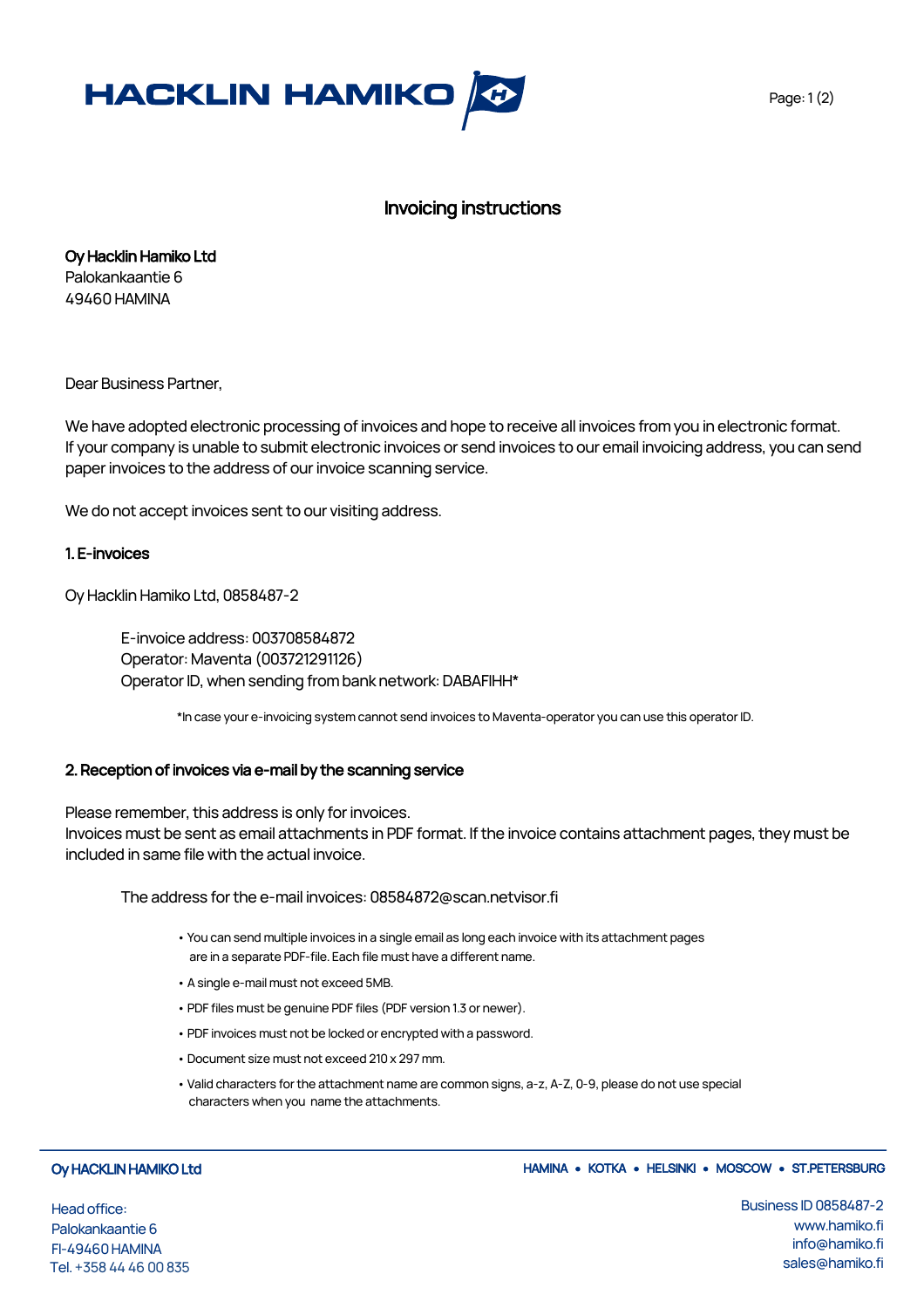# Invoicing instructions

**Oy Hacklin Hamiko Ltd**
Palokankaantie 6
49460 HAMINA

Dear Business Partner,

We have adopted electronic processing of invoices and hope to receive all invoices from you in electronic format. If your company is unable to submit electronic invoices or send invoices to our email invoicing address, you can send paper invoices to the address of our invoice scanning service.

We do not accept invoices sent to our visiting address.

## 1. E-invoices

Oy Hacklin Hamiko Ltd, 0858487-2

> E-invoice address: 003708584872
> Operator: Maventa (003721291126)
> Operator ID, when sending from bank network: DABAFIHH*

*In case your e-invoicing system cannot send invoices to Maventa-operator you can use this operator ID.

## 2. Reception of invoices via e-mail by the scanning service

Please remember, this address is only for invoices.
Invoices must be sent as email attachments in PDF format. If the invoice contains attachment pages, they must be included in same file with the actual invoice.

> The address for the e-mail invoices: 08584872@scan.netvisor.fi

- You can send multiple invoices in a single email as long each invoice with its attachment pages are in a separate PDF-file. Each file must have a different name.
- A single e-mail must not exceed 5MB.
- PDF files must be genuine PDF files (PDF version 1.3 or newer).
- PDF invoices must not be locked or encrypted with a password.
- Document size must not exceed 210 x 297 mm.
- Valid characters for the attachment name are common signs, a-z, A-Z, 0-9, please do not use special characters when you name the attachments.

**Oy HACKLIN HAMIKO Ltd** — HAMINA • KOTKA • HELSINKI • MOSCOW • ST.PETERSBURG

Head office:
Palokankaantie 6
FI-49460 HAMINA
Tel. +358 44 46 00 835

Business ID 0858487-2
www.hamiko.fi
info@hamiko.fi
sales@hamiko.fi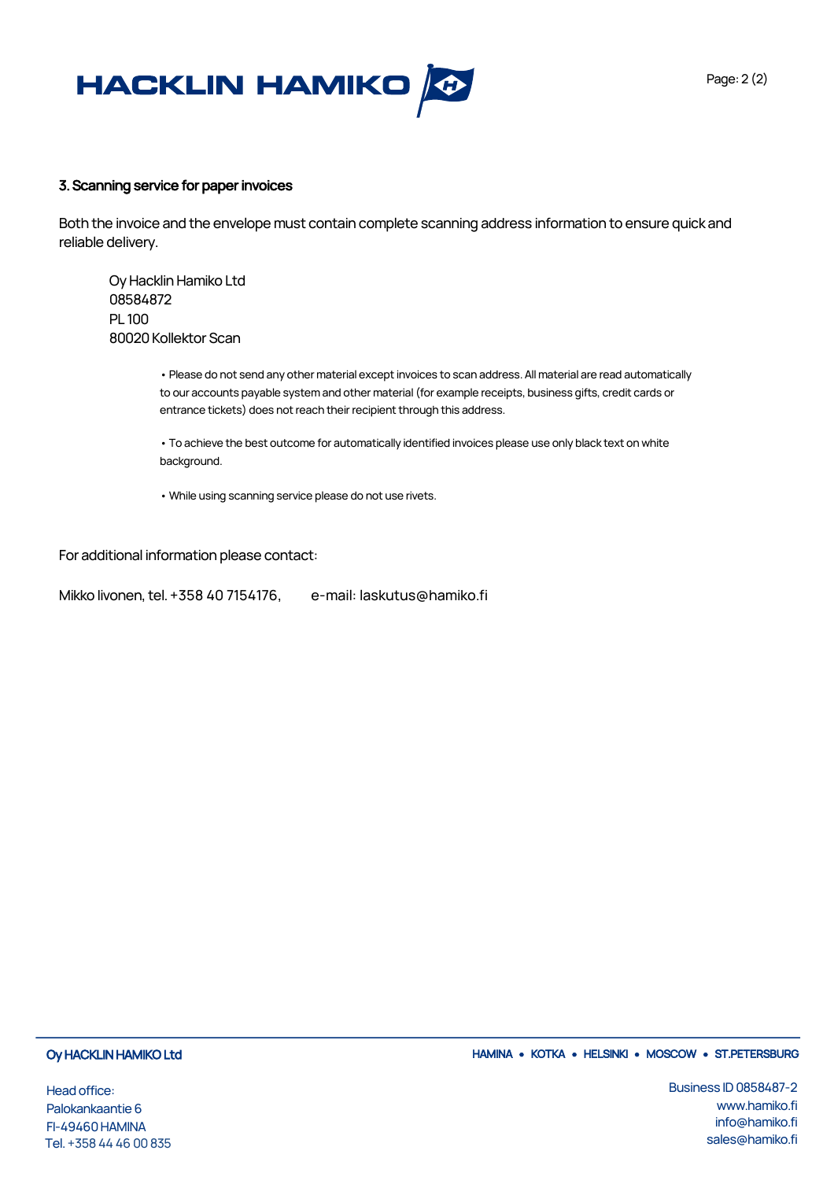### 3. Scanning service for paper invoices

Both the invoice and the envelope must contain complete scanning address information to ensure quick and reliable delivery.

Oy Hacklin Hamiko Ltd
08584872
PL 100
80020 Kollektor Scan

- Please do not send any other material except invoices to scan address. All material are read automatically to our accounts payable system and other material (for example receipts, business gifts, credit cards or entrance tickets) does not reach their recipient through this address.
- To achieve the best outcome for automatically identified invoices please use only black text on white background.
- While using scanning service please do not use rivets.

For additional information please contact:

Mikko Iivonen, tel. +358 40 7154176, e-mail: laskutus@hamiko.fi